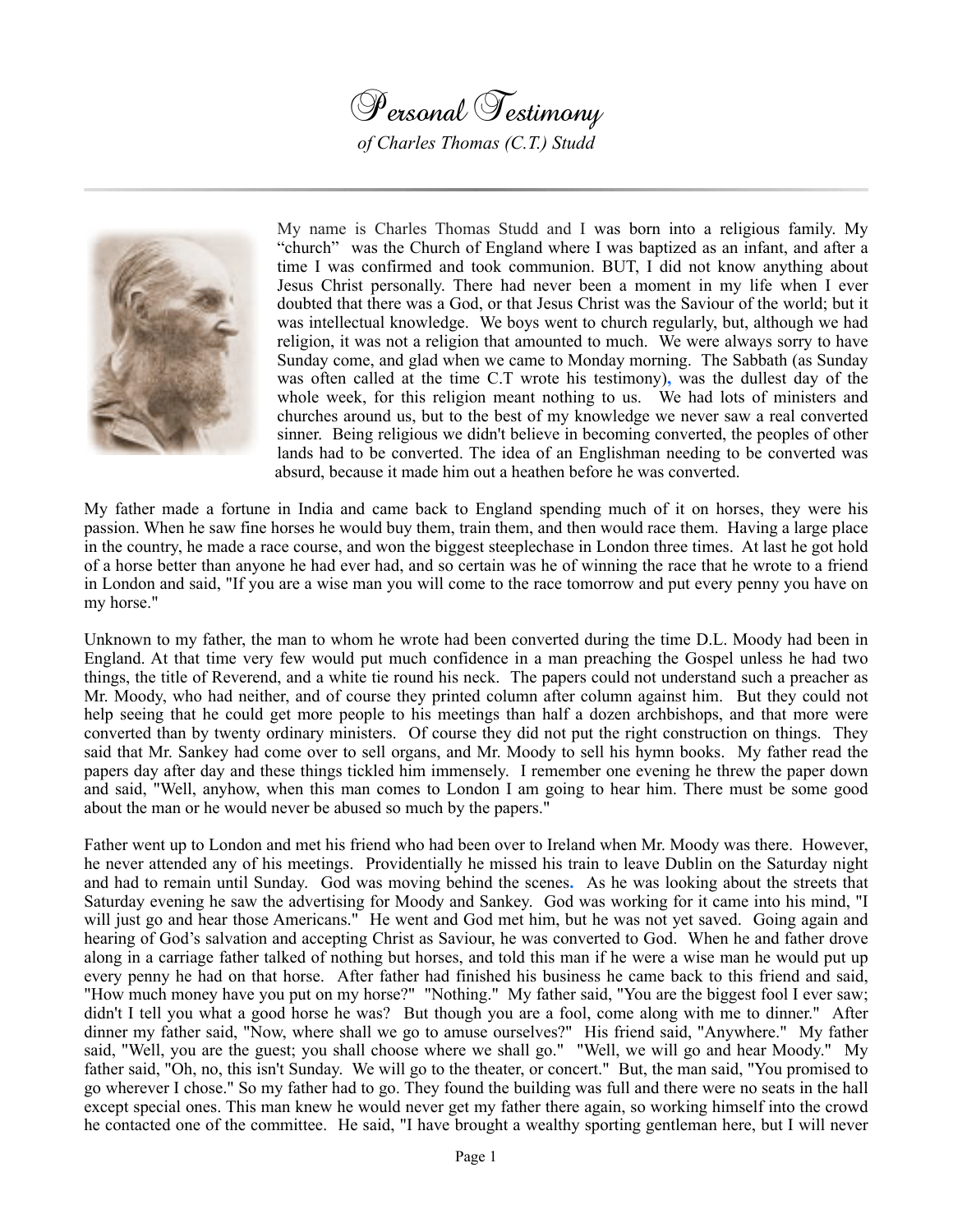# Personal Testimony

*of Charles Thomas (C.T.) Studd*

---

My name is Charles Thomas Studd and I was born into a religious family. My "church" was the Church of England where I was baptized as an infant, and after a time I was confirmed and took communion. BUT, I did not know anything about Jesus Christ personally. There had never been a moment in my life when I ever doubted that there was a God, or that Jesus Christ was the Saviour of the world; but it was intellectual knowledge. We boys went to church regularly, but, although we had religion, it was not a religion that amounted to much. We were always sorry to have Sunday come, and glad when we came to Monday morning. The Sabbath (as Sunday was often called at the time C.T wrote his testimony), was the dullest day of the whole week, for this religion meant nothing to us. We had lots of ministers and churches around us, but to the best of my knowledge we never saw a real converted sinner. Being religious we didn't believe in becoming converted, the peoples of other lands had to be converted. The idea of an Englishman needing to be converted was absurd, because it made him out a heathen before he was converted.

My father made a fortune in India and came back to England spending much of it on horses, they were his passion. When he saw fine horses he would buy them, train them, and then would race them. Having a large place in the country, he made a race course, and won the biggest steeplechase in London three times. At last he got hold of a horse better than anyone he had ever had, and so certain was he of winning the race that he wrote to a friend in London and said, "If you are a wise man you will come to the race tomorrow and put every penny you have on my horse."

Unknown to my father, the man to whom he wrote had been converted during the time D.L. Moody had been in England. At that time very few would put much confidence in a man preaching the Gospel unless he had two things, the title of Reverend, and a white tie round his neck. The papers could not understand such a preacher as Mr. Moody, who had neither, and of course they printed column after column against him. But they could not help seeing that he could get more people to his meetings than half a dozen archbishops, and that more were converted than by twenty ordinary ministers. Of course they did not put the right construction on things. They said that Mr. Sankey had come over to sell organs, and Mr. Moody to sell his hymn books. My father read the papers day after day and these things tickled him immensely. I remember one evening he threw the paper down and said, "Well, anyhow, when this man comes to London I am going to hear him. There must be some good about the man or he would never be abused so much by the papers."

Father went up to London and met his friend who had been over to Ireland when Mr. Moody was there. However, he never attended any of his meetings. Providentially he missed his train to leave Dublin on the Saturday night and had to remain until Sunday. God was moving behind the scenes. As he was looking about the streets that Saturday evening he saw the advertising for Moody and Sankey. God was working for it came into his mind, "I will just go and hear those Americans." He went and God met him, but he was not yet saved. Going again and hearing of God's salvation and accepting Christ as Saviour, he was converted to God. When he and father drove along in a carriage father talked of nothing but horses, and told this man if he were a wise man he would put up every penny he had on that horse. After father had finished his business he came back to this friend and said, "How much money have you put on my horse?" "Nothing." My father said, "You are the biggest fool I ever saw; didn't I tell you what a good horse he was? But though you are a fool, come along with me to dinner." After dinner my father said, "Now, where shall we go to amuse ourselves?" His friend said, "Anywhere." My father said, "Well, you are the guest; you shall choose where we shall go." "Well, we will go and hear Moody." My father said, "Oh, no, this isn't Sunday. We will go to the theater, or concert." But, the man said, "You promised to go wherever I chose." So my father had to go. They found the building was full and there were no seats in the hall except special ones. This man knew he would never get my father there again, so working himself into the crowd he contacted one of the committee. He said, "I have brought a wealthy sporting gentleman here, but I will never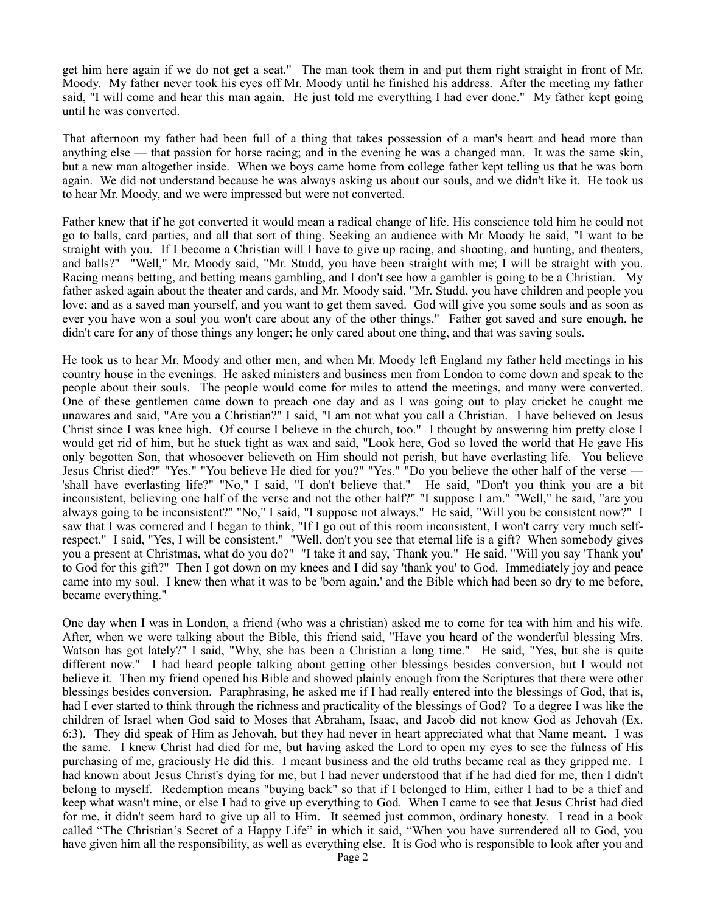get him here again if we do not get a seat." The man took them in and put them right straight in front of Mr. Moody. My father never took his eyes off Mr. Moody until he finished his address. After the meeting my father said, "I will come and hear this man again. He just told me everything I had ever done." My father kept going until he was converted.

That afternoon my father had been full of a thing that takes possession of a man's heart and head more than anything else — that passion for horse racing; and in the evening he was a changed man. It was the same skin, but a new man altogether inside. When we boys came home from college father kept telling us that he was born again. We did not understand because he was always asking us about our souls, and we didn't like it. He took us to hear Mr. Moody, and we were impressed but were not converted.

Father knew that if he got converted it would mean a radical change of life. His conscience told him he could not go to balls, card parties, and all that sort of thing. Seeking an audience with Mr Moody he said, "I want to be straight with you. If I become a Christian will I have to give up racing, and shooting, and hunting, and theaters, and balls?" "Well," Mr. Moody said, "Mr. Studd, you have been straight with me; I will be straight with you. Racing means betting, and betting means gambling, and I don't see how a gambler is going to be a Christian. My father asked again about the theater and cards, and Mr. Moody said, "Mr. Studd, you have children and people you love; and as a saved man yourself, and you want to get them saved. God will give you some souls and as soon as ever you have won a soul you won't care about any of the other things." Father got saved and sure enough, he didn't care for any of those things any longer; he only cared about one thing, and that was saving souls.

He took us to hear Mr. Moody and other men, and when Mr. Moody left England my father held meetings in his country house in the evenings. He asked ministers and business men from London to come down and speak to the people about their souls. The people would come for miles to attend the meetings, and many were converted. One of these gentlemen came down to preach one day and as I was going out to play cricket he caught me unawares and said, "Are you a Christian?" I said, "I am not what you call a Christian. I have believed on Jesus Christ since I was knee high. Of course I believe in the church, too." I thought by answering him pretty close I would get rid of him, but he stuck tight as wax and said, "Look here, God so loved the world that He gave His only begotten Son, that whosoever believeth on Him should not perish, but have everlasting life. You believe Jesus Christ died?" "Yes." "You believe He died for you?" "Yes." "Do you believe the other half of the verse — 'shall have everlasting life?" "No," I said, "I don't believe that." He said, "Don't you think you are a bit inconsistent, believing one half of the verse and not the other half?" "I suppose I am." "Well," he said, "are you always going to be inconsistent?" "No," I said, "I suppose not always." He said, "Will you be consistent now?" I saw that I was cornered and I began to think, "If I go out of this room inconsistent, I won't carry very much self-respect." I said, "Yes, I will be consistent." "Well, don't you see that eternal life is a gift? When somebody gives you a present at Christmas, what do you do?" "I take it and say, 'Thank you." He said, "Will you say 'Thank you' to God for this gift?" Then I got down on my knees and I did say 'thank you' to God. Immediately joy and peace came into my soul. I knew then what it was to be 'born again,' and the Bible which had been so dry to me before, became everything."

One day when I was in London, a friend (who was a christian) asked me to come for tea with him and his wife. After, when we were talking about the Bible, this friend said, "Have you heard of the wonderful blessing Mrs. Watson has got lately?" I said, "Why, she has been a Christian a long time." He said, "Yes, but she is quite different now." I had heard people talking about getting other blessings besides conversion, but I would not believe it. Then my friend opened his Bible and showed plainly enough from the Scriptures that there were other blessings besides conversion. Paraphrasing, he asked me if I had really entered into the blessings of God, that is, had I ever started to think through the richness and practicality of the blessings of God? To a degree I was like the children of Israel when God said to Moses that Abraham, Isaac, and Jacob did not know God as Jehovah (Ex. 6:3). They did speak of Him as Jehovah, but they had never in heart appreciated what that Name meant. I was the same. I knew Christ had died for me, but having asked the Lord to open my eyes to see the fulness of His purchasing of me, graciously He did this. I meant business and the old truths became real as they gripped me. I had known about Jesus Christ's dying for me, but I had never understood that if he had died for me, then I didn't belong to myself. Redemption means "buying back" so that if I belonged to Him, either I had to be a thief and keep what wasn't mine, or else I had to give up everything to God. When I came to see that Jesus Christ had died for me, it didn't seem hard to give up all to Him. It seemed just common, ordinary honesty. I read in a book called "The Christian's Secret of a Happy Life" in which it said, "When you have surrendered all to God, you have given him all the responsibility, as well as everything else. It is God who is responsible to look after you and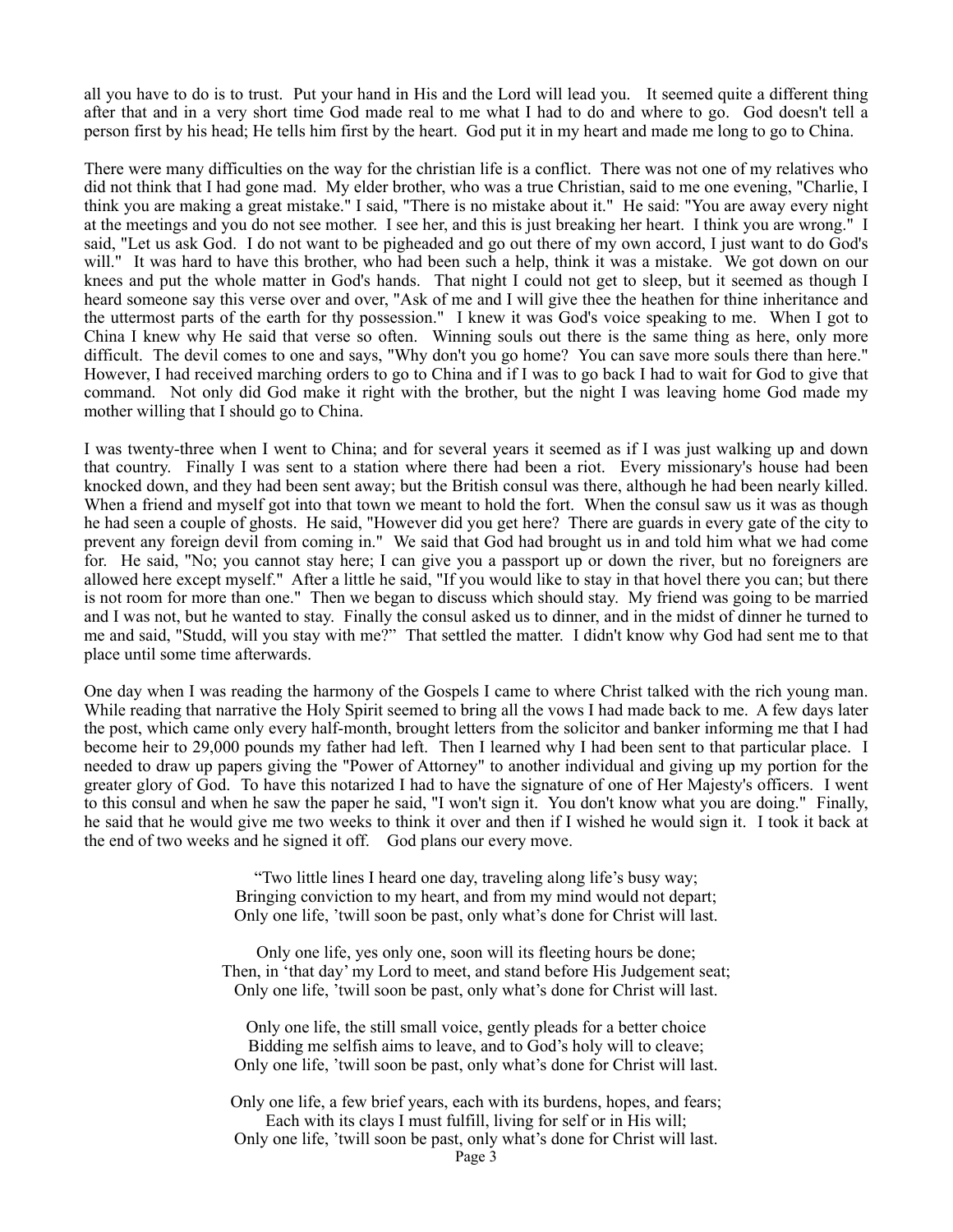all you have to do is to trust. Put your hand in His and the Lord will lead you. It seemed quite a different thing after that and in a very short time God made real to me what I had to do and where to go. God doesn't tell a person first by his head; He tells him first by the heart. God put it in my heart and made me long to go to China.

There were many difficulties on the way for the christian life is a conflict. There was not one of my relatives who did not think that I had gone mad. My elder brother, who was a true Christian, said to me one evening, "Charlie, I think you are making a great mistake." I said, "There is no mistake about it." He said: "You are away every night at the meetings and you do not see mother. I see her, and this is just breaking her heart. I think you are wrong." I said, "Let us ask God. I do not want to be pigheaded and go out there of my own accord, I just want to do God's will." It was hard to have this brother, who had been such a help, think it was a mistake. We got down on our knees and put the whole matter in God's hands. That night I could not get to sleep, but it seemed as though I heard someone say this verse over and over, "Ask of me and I will give thee the heathen for thine inheritance and the uttermost parts of the earth for thy possession." I knew it was God's voice speaking to me. When I got to China I knew why He said that verse so often. Winning souls out there is the same thing as here, only more difficult. The devil comes to one and says, "Why don't you go home? You can save more souls there than here." However, I had received marching orders to go to China and if I was to go back I had to wait for God to give that command. Not only did God make it right with the brother, but the night I was leaving home God made my mother willing that I should go to China.

I was twenty-three when I went to China; and for several years it seemed as if I was just walking up and down that country. Finally I was sent to a station where there had been a riot. Every missionary's house had been knocked down, and they had been sent away; but the British consul was there, although he had been nearly killed. When a friend and myself got into that town we meant to hold the fort. When the consul saw us it was as though he had seen a couple of ghosts. He said, "However did you get here? There are guards in every gate of the city to prevent any foreign devil from coming in." We said that God had brought us in and told him what we had come for. He said, "No; you cannot stay here; I can give you a passport up or down the river, but no foreigners are allowed here except myself." After a little he said, "If you would like to stay in that hovel there you can; but there is not room for more than one." Then we began to discuss which should stay. My friend was going to be married and I was not, but he wanted to stay. Finally the consul asked us to dinner, and in the midst of dinner he turned to me and said, "Studd, will you stay with me?" That settled the matter. I didn't know why God had sent me to that place until some time afterwards.

One day when I was reading the harmony of the Gospels I came to where Christ talked with the rich young man. While reading that narrative the Holy Spirit seemed to bring all the vows I had made back to me. A few days later the post, which came only every half-month, brought letters from the solicitor and banker informing me that I had become heir to 29,000 pounds my father had left. Then I learned why I had been sent to that particular place. I needed to draw up papers giving the "Power of Attorney" to another individual and giving up my portion for the greater glory of God. To have this notarized I had to have the signature of one of Her Majesty's officers. I went to this consul and when he saw the paper he said, "I won't sign it. You don't know what you are doing." Finally, he said that he would give me two weeks to think it over and then if I wished he would sign it. I took it back at the end of two weeks and he signed it off. God plans our every move.

“Two little lines I heard one day, traveling along life’s busy way;
Bringing conviction to my heart, and from my mind would not depart;
Only one life, ’twill soon be past, only what’s done for Christ will last.

Only one life, yes only one, soon will its fleeting hours be done;
Then, in ‘that day’ my Lord to meet, and stand before His Judgement seat;
Only one life, ’twill soon be past, only what’s done for Christ will last.

Only one life, the still small voice, gently pleads for a better choice
Bidding me selfish aims to leave, and to God’s holy will to cleave;
Only one life, ’twill soon be past, only what’s done for Christ will last.

Only one life, a few brief years, each with its burdens, hopes, and fears;
Each with its clays I must fulfill, living for self or in His will;
Only one life, ’twill soon be past, only what’s done for Christ will last.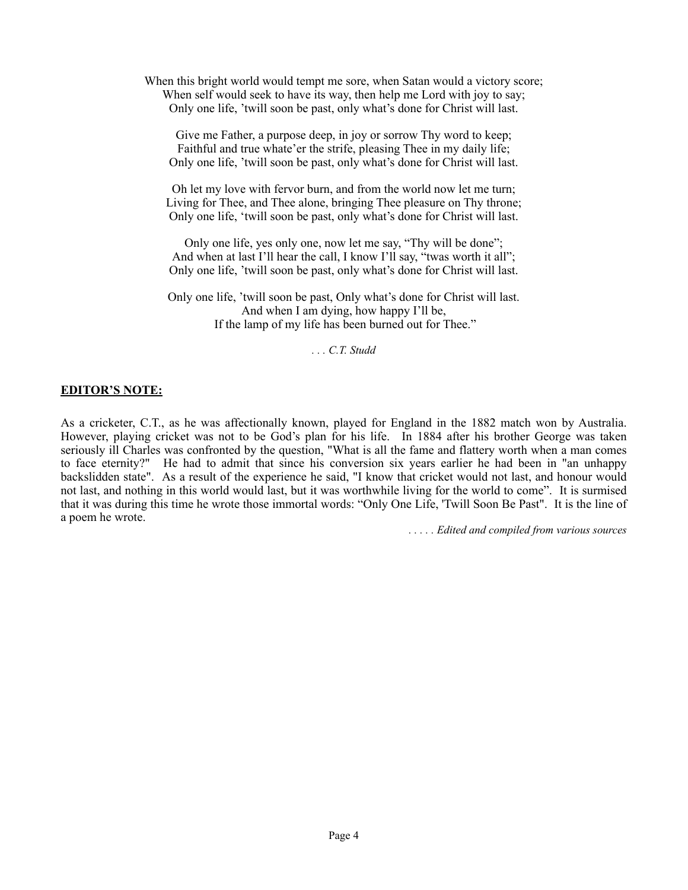When this bright world would tempt me sore, when Satan would a victory score;
When self would seek to have its way, then help me Lord with joy to say;
Only one life, 'twill soon be past, only what's done for Christ will last.

Give me Father, a purpose deep, in joy or sorrow Thy word to keep;
Faithful and true whate'er the strife, pleasing Thee in my daily life;
Only one life, 'twill soon be past, only what's done for Christ will last.

Oh let my love with fervor burn, and from the world now let me turn;
Living for Thee, and Thee alone, bringing Thee pleasure on Thy throne;
Only one life, 'twill soon be past, only what's done for Christ will last.

Only one life, yes only one, now let me say, "Thy will be done";
And when at last I'll hear the call, I know I'll say, "twas worth it all";
Only one life, 'twill soon be past, only what's done for Christ will last.

Only one life, 'twill soon be past, Only what's done for Christ will last.
And when I am dying, how happy I'll be,
If the lamp of my life has been burned out for Thee."

*. . . C.T. Studd*

**EDITOR'S NOTE:**

As a cricketer, C.T., as he was affectionately known, played for England in the 1882 match won by Australia. However, playing cricket was not to be God's plan for his life. In 1884 after his brother George was taken seriously ill Charles was confronted by the question, "What is all the fame and flattery worth when a man comes to face eternity?" He had to admit that since his conversion six years earlier he had been in "an unhappy backslidden state". As a result of the experience he said, "I know that cricket would not last, and honour would not last, and nothing in this world would last, but it was worthwhile living for the world to come". It is surmised that it was during this time he wrote those immortal words: "Only One Life, 'Twill Soon Be Past". It is the line of a poem he wrote.

*. . . . . Edited and compiled from various sources*